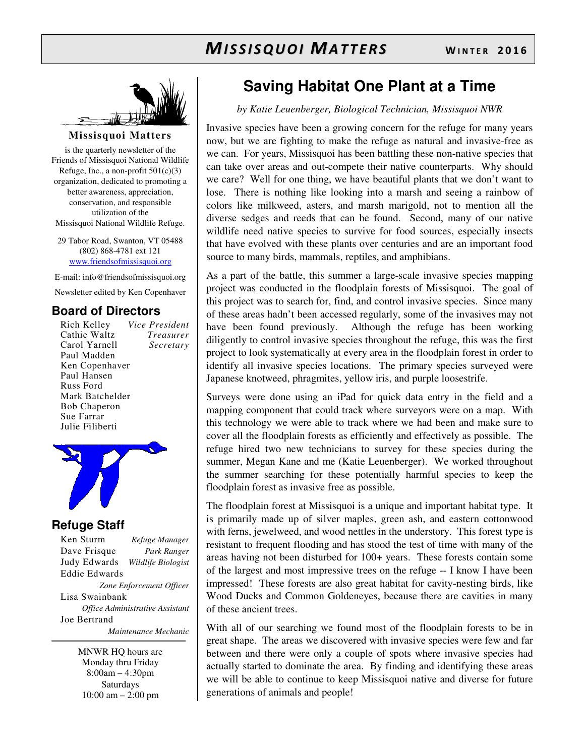# *MISSISQUOI MATTERS* WINTER 2016

**Missisquoi Matters**

is the quarterly newsletter of the Friends of Missisquoi National Wildlife Refuge, Inc., a non-profit 501(c)(3) organization, dedicated to promoting a better awareness, appreciation, conservation, and responsible utilization of the Missisquoi National Wildlife Refuge.

29 Tabor Road, Swanton, VT 05488
(802) 868-4781 ext 121
www.friendsofmissisquoi.org

E-mail: info@friendsofmissisquoi.org

Newsletter edited by Ken Copenhaver

## Board of Directors

| | |
|---|---|
| Rich Kelley | *Vice President* |
| Cathie Waltz | *Treasurer* |
| Carol Yarnell | *Secretary* |
| Paul Madden | |
| Ken Copenhaver | |
| Paul Hansen | |
| Russ Ford | |
| Mark Batchelder | |
| Bob Chaperon | |
| Sue Farrar | |
| Julie Filiberti | |

## Refuge Staff

| | |
|---|---|
| Ken Sturm | *Refuge Manager* |
| Dave Frisque | *Park Ranger* |
| Judy Edwards | *Wildlife Biologist* |
| Eddie Edwards | *Zone Enforcement Officer* |
| Lisa Swainbank | *Office Administrative Assistant* |
| Joe Bertrand | *Maintenance Mechanic* |

MNWR HQ hours are
Monday thru Friday
8:00am – 4:30pm
Saturdays
10:00 am – 2:00 pm

# Saving Habitat One Plant at a Time

*by Katie Leuenberger, Biological Technician, Missisquoi NWR*

Invasive species have been a growing concern for the refuge for many years now, but we are fighting to make the refuge as natural and invasive-free as we can. For years, Missisquoi has been battling these non-native species that can take over areas and out-compete their native counterparts. Why should we care? Well for one thing, we have beautiful plants that we don't want to lose. There is nothing like looking into a marsh and seeing a rainbow of colors like milkweed, asters, and marsh marigold, not to mention all the diverse sedges and reeds that can be found. Second, many of our native wildlife need native species to survive for food sources, especially insects that have evolved with these plants over centuries and are an important food source to many birds, mammals, reptiles, and amphibians.

As a part of the battle, this summer a large-scale invasive species mapping project was conducted in the floodplain forests of Missisquoi. The goal of this project was to search for, find, and control invasive species. Since many of these areas hadn't been accessed regularly, some of the invasives may not have been found previously. Although the refuge has been working diligently to control invasive species throughout the refuge, this was the first project to look systematically at every area in the floodplain forest in order to identify all invasive species locations. The primary species surveyed were Japanese knotweed, phragmites, yellow iris, and purple loosestrife.

Surveys were done using an iPad for quick data entry in the field and a mapping component that could track where surveyors were on a map. With this technology we were able to track where we had been and make sure to cover all the floodplain forests as efficiently and effectively as possible. The refuge hired two new technicians to survey for these species during the summer, Megan Kane and me (Katie Leuenberger). We worked throughout the summer searching for these potentially harmful species to keep the floodplain forest as invasive free as possible.

The floodplain forest at Missisquoi is a unique and important habitat type. It is primarily made up of silver maples, green ash, and eastern cottonwood with ferns, jewelweed, and wood nettles in the understory. This forest type is resistant to frequent flooding and has stood the test of time with many of the areas having not been disturbed for 100+ years. These forests contain some of the largest and most impressive trees on the refuge -- I know I have been impressed! These forests are also great habitat for cavity-nesting birds, like Wood Ducks and Common Goldeneyes, because there are cavities in many of these ancient trees.

With all of our searching we found most of the floodplain forests to be in great shape. The areas we discovered with invasive species were few and far between and there were only a couple of spots where invasive species had actually started to dominate the area. By finding and identifying these areas we will be able to continue to keep Missisquoi native and diverse for future generations of animals and people!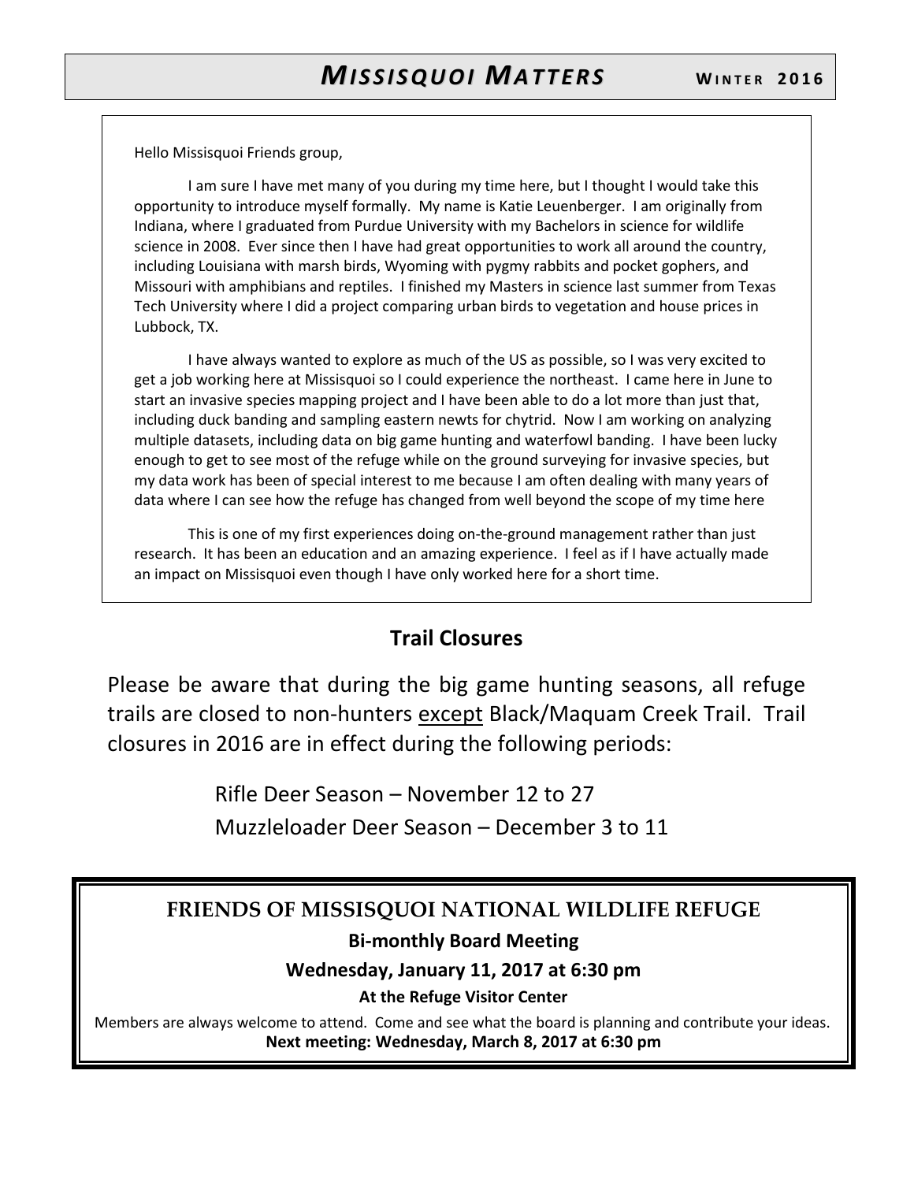Hello Missisquoi Friends group,

I am sure I have met many of you during my time here, but I thought I would take this opportunity to introduce myself formally. My name is Katie Leuenberger. I am originally from Indiana, where I graduated from Purdue University with my Bachelors in science for wildlife science in 2008. Ever since then I have had great opportunities to work all around the country, including Louisiana with marsh birds, Wyoming with pygmy rabbits and pocket gophers, and Missouri with amphibians and reptiles. I finished my Masters in science last summer from Texas Tech University where I did a project comparing urban birds to vegetation and house prices in Lubbock, TX.

I have always wanted to explore as much of the US as possible, so I was very excited to get a job working here at Missisquoi so I could experience the northeast. I came here in June to start an invasive species mapping project and I have been able to do a lot more than just that, including duck banding and sampling eastern newts for chytrid. Now I am working on analyzing multiple datasets, including data on big game hunting and waterfowl banding. I have been lucky enough to get to see most of the refuge while on the ground surveying for invasive species, but my data work has been of special interest to me because I am often dealing with many years of data where I can see how the refuge has changed from well beyond the scope of my time here

This is one of my first experiences doing on-the-ground management rather than just research. It has been an education and an amazing experience. I feel as if I have actually made an impact on Missisquoi even though I have only worked here for a short time.

## Trail Closures

Please be aware that during the big game hunting seasons, all refuge trails are closed to non-hunters except Black/Maquam Creek Trail. Trail closures in 2016 are in effect during the following periods:

Rifle Deer Season – November 12 to 27

Muzzleloader Deer Season – December 3 to 11

## FRIENDS OF MISSISQUOI NATIONAL WILDLIFE REFUGE

**Bi-monthly Board Meeting**

**Wednesday, January 11, 2017 at 6:30 pm**

**At the Refuge Visitor Center**

Members are always welcome to attend. Come and see what the board is planning and contribute your ideas.

**Next meeting: Wednesday, March 8, 2017 at 6:30 pm**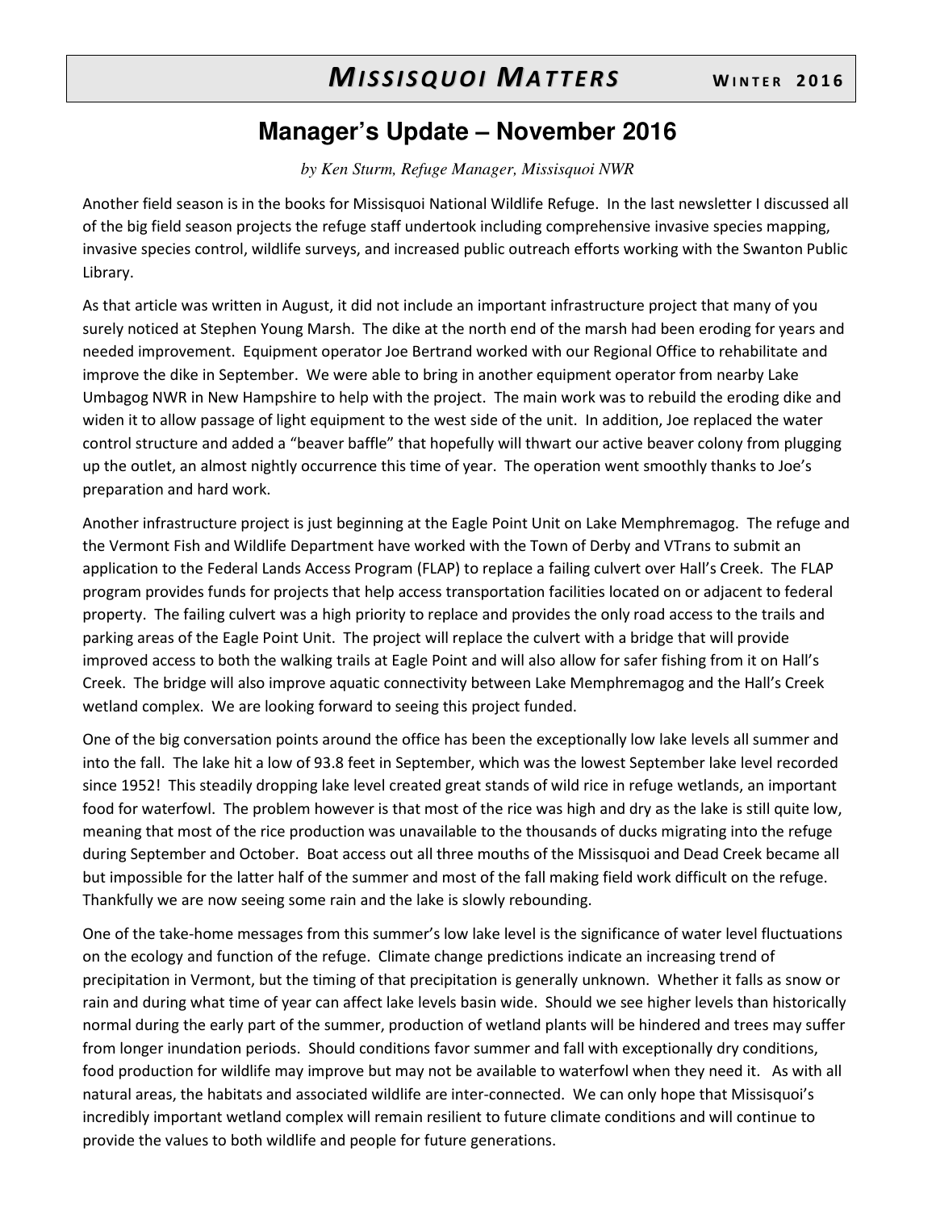## Manager's Update – November 2016

*by Ken Sturm, Refuge Manager, Missisquoi NWR*

Another field season is in the books for Missisquoi National Wildlife Refuge. In the last newsletter I discussed all of the big field season projects the refuge staff undertook including comprehensive invasive species mapping, invasive species control, wildlife surveys, and increased public outreach efforts working with the Swanton Public Library.

As that article was written in August, it did not include an important infrastructure project that many of you surely noticed at Stephen Young Marsh. The dike at the north end of the marsh had been eroding for years and needed improvement. Equipment operator Joe Bertrand worked with our Regional Office to rehabilitate and improve the dike in September. We were able to bring in another equipment operator from nearby Lake Umbagog NWR in New Hampshire to help with the project. The main work was to rebuild the eroding dike and widen it to allow passage of light equipment to the west side of the unit. In addition, Joe replaced the water control structure and added a "beaver baffle" that hopefully will thwart our active beaver colony from plugging up the outlet, an almost nightly occurrence this time of year. The operation went smoothly thanks to Joe's preparation and hard work.

Another infrastructure project is just beginning at the Eagle Point Unit on Lake Memphremagog. The refuge and the Vermont Fish and Wildlife Department have worked with the Town of Derby and VTrans to submit an application to the Federal Lands Access Program (FLAP) to replace a failing culvert over Hall's Creek. The FLAP program provides funds for projects that help access transportation facilities located on or adjacent to federal property. The failing culvert was a high priority to replace and provides the only road access to the trails and parking areas of the Eagle Point Unit. The project will replace the culvert with a bridge that will provide improved access to both the walking trails at Eagle Point and will also allow for safer fishing from it on Hall's Creek. The bridge will also improve aquatic connectivity between Lake Memphremagog and the Hall's Creek wetland complex. We are looking forward to seeing this project funded.

One of the big conversation points around the office has been the exceptionally low lake levels all summer and into the fall. The lake hit a low of 93.8 feet in September, which was the lowest September lake level recorded since 1952! This steadily dropping lake level created great stands of wild rice in refuge wetlands, an important food for waterfowl. The problem however is that most of the rice was high and dry as the lake is still quite low, meaning that most of the rice production was unavailable to the thousands of ducks migrating into the refuge during September and October. Boat access out all three mouths of the Missisquoi and Dead Creek became all but impossible for the latter half of the summer and most of the fall making field work difficult on the refuge. Thankfully we are now seeing some rain and the lake is slowly rebounding.

One of the take-home messages from this summer's low lake level is the significance of water level fluctuations on the ecology and function of the refuge. Climate change predictions indicate an increasing trend of precipitation in Vermont, but the timing of that precipitation is generally unknown. Whether it falls as snow or rain and during what time of year can affect lake levels basin wide. Should we see higher levels than historically normal during the early part of the summer, production of wetland plants will be hindered and trees may suffer from longer inundation periods. Should conditions favor summer and fall with exceptionally dry conditions, food production for wildlife may improve but may not be available to waterfowl when they need it. As with all natural areas, the habitats and associated wildlife are inter-connected. We can only hope that Missisquoi's incredibly important wetland complex will remain resilient to future climate conditions and will continue to provide the values to both wildlife and people for future generations.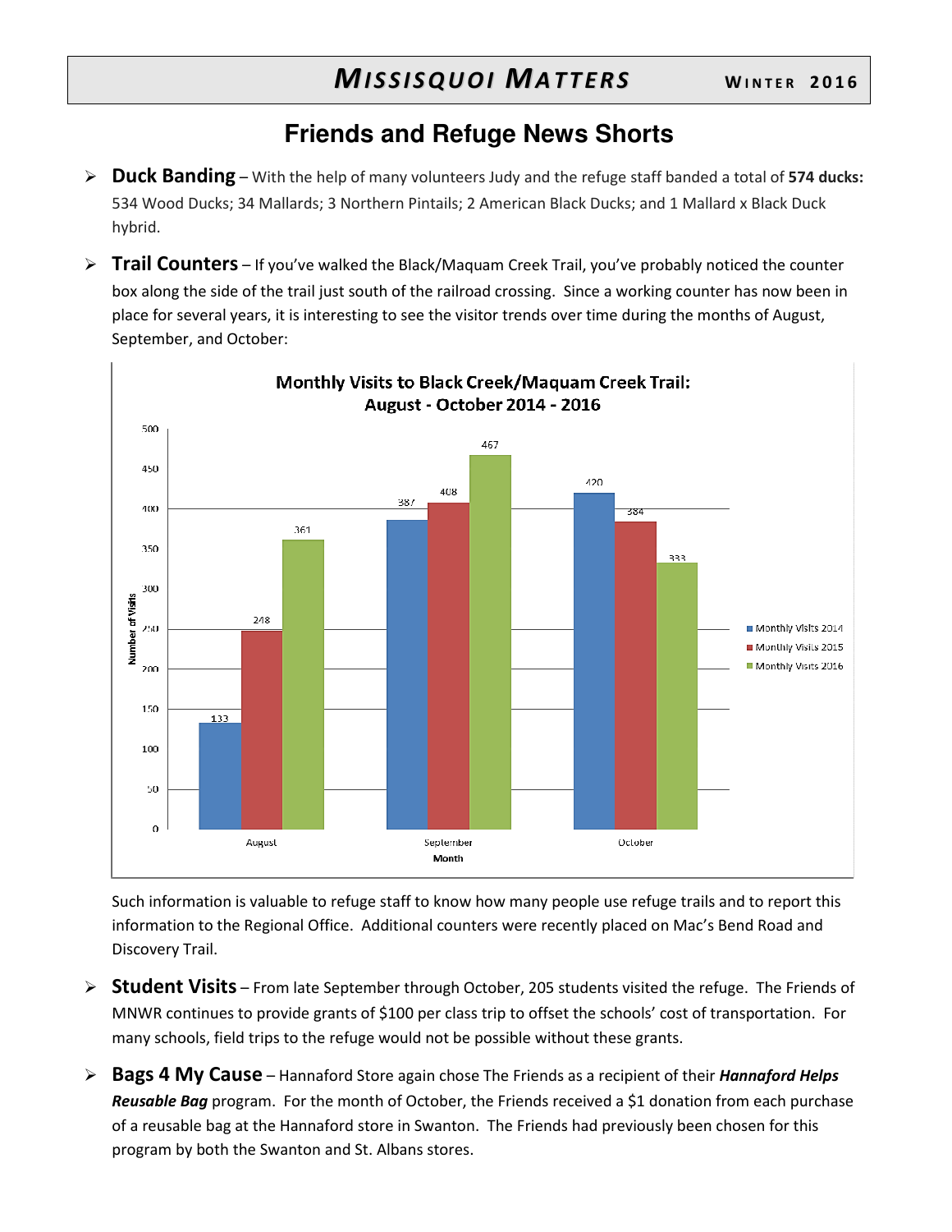## Friends and Refuge News Shorts

- **Duck Banding** – With the help of many volunteers Judy and the refuge staff banded a total of **574 ducks:** 534 Wood Ducks; 34 Mallards; 3 Northern Pintails; 2 American Black Ducks; and 1 Mallard x Black Duck hybrid.

- **Trail Counters** – If you've walked the Black/Maquam Creek Trail, you've probably noticed the counter box along the side of the trail just south of the railroad crossing. Since a working counter has now been in place for several years, it is interesting to see the visitor trends over time during the months of August, September, and October:

**Monthly Visits to Black Creek/Maquam Creek Trail: August - October 2014 - 2016**

| Month | Monthly Visits 2014 | Monthly Visits 2015 | Monthly Visits 2016 |
|---|---|---|---|
| August | 133 | 248 | 361 |
| September | 387 | 408 | 467 |
| October | 420 | 384 | 333 |

Such information is valuable to refuge staff to know how many people use refuge trails and to report this information to the Regional Office. Additional counters were recently placed on Mac's Bend Road and Discovery Trail.

- **Student Visits** – From late September through October, 205 students visited the refuge. The Friends of MNWR continues to provide grants of $100 per class trip to offset the schools' cost of transportation. For many schools, field trips to the refuge would not be possible without these grants.

- **Bags 4 My Cause** – Hannaford Store again chose The Friends as a recipient of their ***Hannaford Helps Reusable Bag*** program. For the month of October, the Friends received a $1 donation from each purchase of a reusable bag at the Hannaford store in Swanton. The Friends had previously been chosen for this program by both the Swanton and St. Albans stores.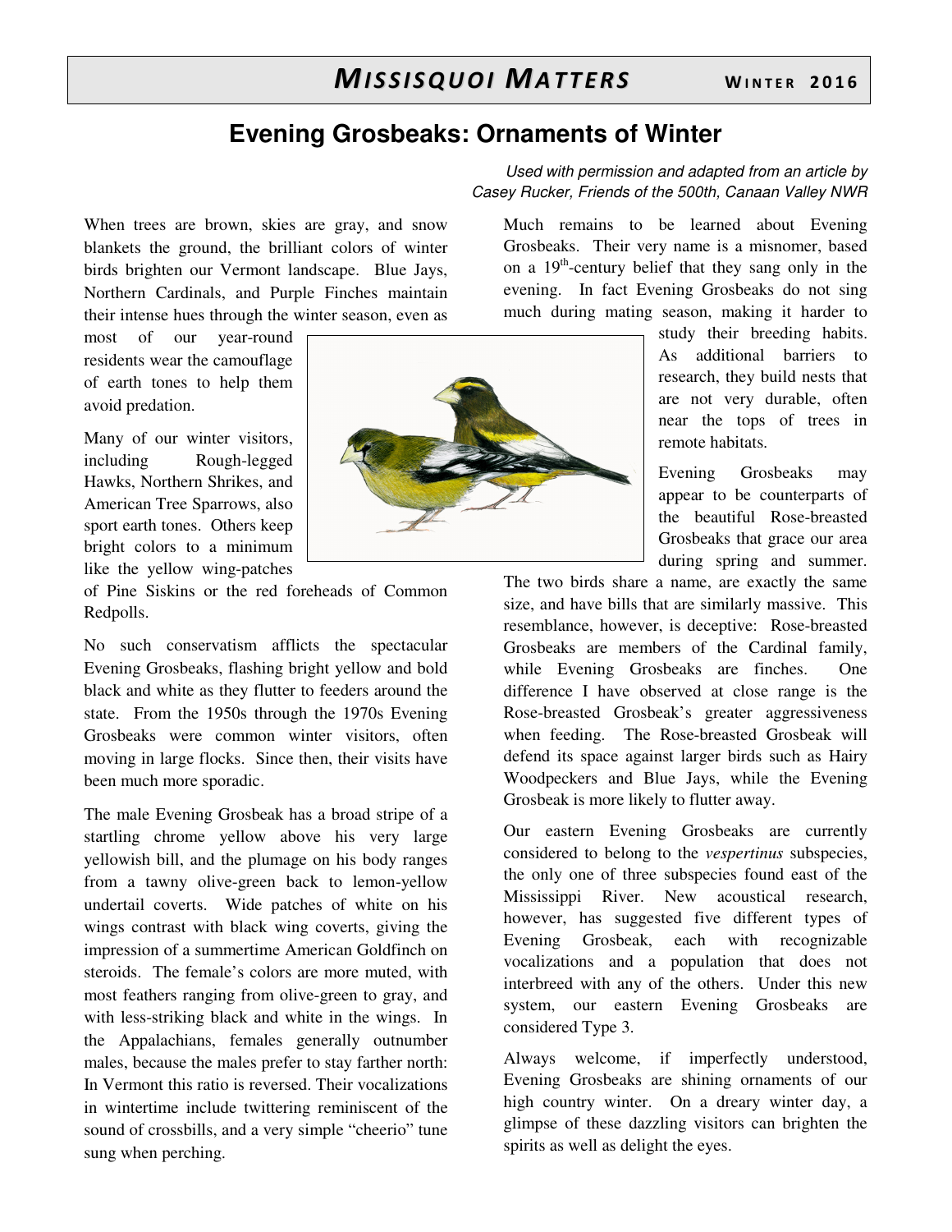# Evening Grosbeaks: Ornaments of Winter

*Used with permission and adapted from an article by Casey Rucker, Friends of the 500th, Canaan Valley NWR*

When trees are brown, skies are gray, and snow blankets the ground, the brilliant colors of winter birds brighten our Vermont landscape. Blue Jays, Northern Cardinals, and Purple Finches maintain their intense hues through the winter season, even as most of our year-round residents wear the camouflage of earth tones to help them avoid predation.

Many of our winter visitors, including Rough-legged Hawks, Northern Shrikes, and American Tree Sparrows, also sport earth tones. Others keep bright colors to a minimum like the yellow wing-patches of Pine Siskins or the red foreheads of Common Redpolls.

No such conservatism afflicts the spectacular Evening Grosbeaks, flashing bright yellow and bold black and white as they flutter to feeders around the state. From the 1950s through the 1970s Evening Grosbeaks were common winter visitors, often moving in large flocks. Since then, their visits have been much more sporadic.

The male Evening Grosbeak has a broad stripe of a startling chrome yellow above his very large yellowish bill, and the plumage on his body ranges from a tawny olive-green back to lemon-yellow undertail coverts. Wide patches of white on his wings contrast with black wing coverts, giving the impression of a summertime American Goldfinch on steroids. The female's colors are more muted, with most feathers ranging from olive-green to gray, and with less-striking black and white in the wings. In the Appalachians, females generally outnumber males, because the males prefer to stay farther north: In Vermont this ratio is reversed. Their vocalizations in wintertime include twittering reminiscent of the sound of crossbills, and a very simple "cheerio" tune sung when perching.

Much remains to be learned about Evening Grosbeaks. Their very name is a misnomer, based on a 19th-century belief that they sang only in the evening. In fact Evening Grosbeaks do not sing much during mating season, making it harder to study their breeding habits. As additional barriers to research, they build nests that are not very durable, often near the tops of trees in remote habitats.

Evening Grosbeaks may appear to be counterparts of the beautiful Rose-breasted Grosbeaks that grace our area during spring and summer. The two birds share a name, are exactly the same size, and have bills that are similarly massive. This resemblance, however, is deceptive: Rose-breasted Grosbeaks are members of the Cardinal family, while Evening Grosbeaks are finches. One difference I have observed at close range is the Rose-breasted Grosbeak's greater aggressiveness when feeding. The Rose-breasted Grosbeak will defend its space against larger birds such as Hairy Woodpeckers and Blue Jays, while the Evening Grosbeak is more likely to flutter away.

Our eastern Evening Grosbeaks are currently considered to belong to the *vespertinus* subspecies, the only one of three subspecies found east of the Mississippi River. New acoustical research, however, has suggested five different types of Evening Grosbeak, each with recognizable vocalizations and a population that does not interbreed with any of the others. Under this new system, our eastern Evening Grosbeaks are considered Type 3.

Always welcome, if imperfectly understood, Evening Grosbeaks are shining ornaments of our high country winter. On a dreary winter day, a glimpse of these dazzling visitors can brighten the spirits as well as delight the eyes.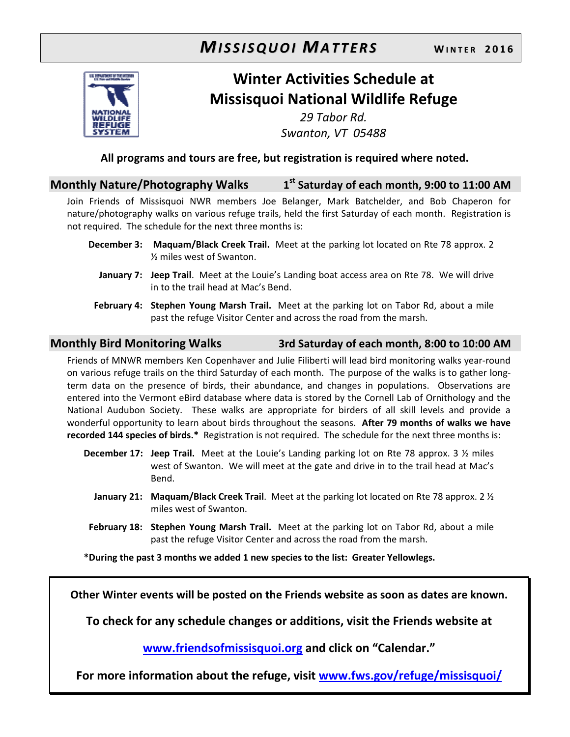# Winter Activities Schedule at Missisquoi National Wildlife Refuge

*29 Tabor Rd.*
*Swanton, VT 05488*

**All programs and tours are free, but registration is required where noted.**

## Monthly Nature/Photography Walks — 1st Saturday of each month, 9:00 to 11:00 AM

Join Friends of Missisquoi NWR members Joe Belanger, Mark Batchelder, and Bob Chaperon for nature/photography walks on various refuge trails, held the first Saturday of each month. Registration is not required. The schedule for the next three months is:

**December 3:** **Maquam/Black Creek Trail.** Meet at the parking lot located on Rte 78 approx. 2 ½ miles west of Swanton.

**January 7:** **Jeep Trail**. Meet at the Louie's Landing boat access area on Rte 78. We will drive in to the trail head at Mac's Bend.

**February 4:** **Stephen Young Marsh Trail.** Meet at the parking lot on Tabor Rd, about a mile past the refuge Visitor Center and across the road from the marsh.

## Monthly Bird Monitoring Walks — 3rd Saturday of each month, 8:00 to 10:00 AM

Friends of MNWR members Ken Copenhaver and Julie Filiberti will lead bird monitoring walks year-round on various refuge trails on the third Saturday of each month. The purpose of the walks is to gather long-term data on the presence of birds, their abundance, and changes in populations. Observations are entered into the Vermont eBird database where data is stored by the Cornell Lab of Ornithology and the National Audubon Society. These walks are appropriate for birders of all skill levels and provide a wonderful opportunity to learn about birds throughout the seasons. **After 79 months of walks we have recorded 144 species of birds.*** Registration is not required. The schedule for the next three months is:

**December 17:** **Jeep Trail.** Meet at the Louie's Landing parking lot on Rte 78 approx. 3 ½ miles west of Swanton. We will meet at the gate and drive in to the trail head at Mac's Bend.

**January 21:** **Maquam/Black Creek Trail**. Meet at the parking lot located on Rte 78 approx. 2 ½ miles west of Swanton.

**February 18:** **Stephen Young Marsh Trail.** Meet at the parking lot on Tabor Rd, about a mile past the refuge Visitor Center and across the road from the marsh.

***During the past 3 months we added 1 new species to the list: Greater Yellowlegs.**

---

**Other Winter events will be posted on the Friends website as soon as dates are known.**

**To check for any schedule changes or additions, visit the Friends website at**

**www.friendsofmissisquoi.org and click on "Calendar."**

**For more information about the refuge, visit www.fws.gov/refuge/missisquoi/**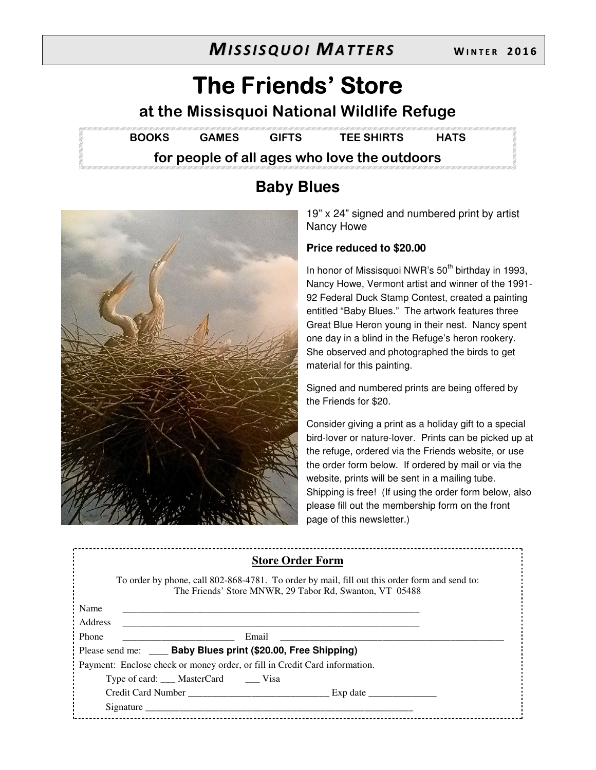# The Friends' Store

## at the Missisquoi National Wildlife Refuge

**BOOKS GAMES GIFTS TEE SHIRTS HATS**

**for people of all ages who love the outdoors**

## Baby Blues

19" x 24" signed and numbered print by artist Nancy Howe

**Price reduced to $20.00**

In honor of Missisquoi NWR's 50th birthday in 1993, Nancy Howe, Vermont artist and winner of the 1991-92 Federal Duck Stamp Contest, created a painting entitled "Baby Blues." The artwork features three Great Blue Heron young in their nest. Nancy spent one day in a blind in the Refuge's heron rookery. She observed and photographed the birds to get material for this painting.

Signed and numbered prints are being offered by the Friends for $20.

Consider giving a print as a holiday gift to a special bird-lover or nature-lover. Prints can be picked up at the refuge, ordered via the Friends website, or use the order form below. If ordered by mail or via the website, prints will be sent in a mailing tube. Shipping is free! (If using the order form below, also please fill out the membership form on the front page of this newsletter.)

---

**Store Order Form**

To order by phone, call 802-868-4781. To order by mail, fill out this order form and send to:
The Friends' Store MNWR, 29 Tabor Rd, Swanton, VT 05488

Name ____________________________________________________________

Address ____________________________________________________________

Phone ______________________ Email ____________________________________________

Please send me: ____ **Baby Blues print ($20.00, Free Shipping)**

Payment: Enclose check or money order, or fill in Credit Card information.

Type of card: ___ MasterCard ___ Visa

Credit Card Number ____________________________ Exp date _____________

Signature ________________________________________________________